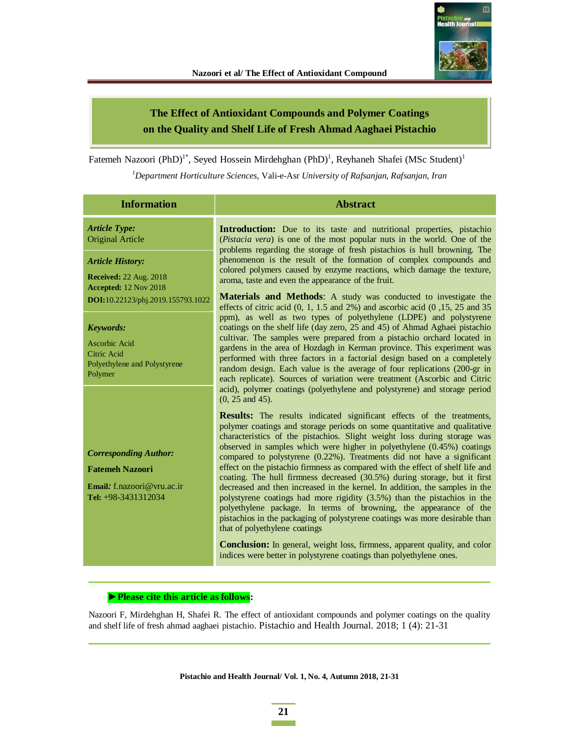# The Effect of Antioxidant Compounds and Polymer Coatings on the Quality and Shelf Life of Fresh Ahmad Aaghaei Pistachio

Fatemeh Nazoori (PhD)[1*], Seyed Hossein Mirdehghan (PhD)[1], Reyhaneh Shafei (MSc Student)[1]

[1] *Department Horticulture Sciences,* Vali-e-Asr *University of Rafsanjan, Rafsanjan, Iran*

## Information

***Article Type:***
Original Article

***Article History:***

**Received:** 22 Aug. 2018
**Accepted:** 12 Nov 2018
**DOI:**10.22123/phj.2019.155793.1022

***Keywords:***

Ascorbic Acid
Citric Acid
Polyethylene and Polystyrene
Polymer

***Corresponding Author:***

**Fatemeh Nazoori**

**Email*:*** f.nazoori@vru.ac.ir
**Tel:** +98-3431312034

## Abstract

**Introduction:** Due to its taste and nutritional properties, pistachio (*Pistacia vera*) is one of the most popular nuts in the world. One of the problems regarding the storage of fresh pistachios is hull browning. The phenomenon is the result of the formation of complex compounds and colored polymers caused by enzyme reactions, which damage the texture, aroma, taste and even the appearance of the fruit.

**Materials and Methods**: A study was conducted to investigate the effects of citric acid (0, 1, 1.5 and 2%) and ascorbic acid (0 ,15, 25 and 35 ppm), as well as two types of polyethylene (LDPE) and polystyrene coatings on the shelf life (day zero, 25 and 45) of Ahmad Aghaei pistachio cultivar. The samples were prepared from a pistachio orchard located in gardens in the area of Hozdagh in Kerman province. This experiment was performed with three factors in a factorial design based on a completely random design. Each value is the average of four replications (200-gr in each replicate). Sources of variation were treatment (Ascorbic and Citric acid), polymer coatings (polyethylene and polystyrene) and storage period (0, 25 and 45).

**Results:** The results indicated significant effects of the treatments, polymer coatings and storage periods on some quantitative and qualitative characteristics of the pistachios. Slight weight loss during storage was observed in samples which were higher in polyethylene (0.45%) coatings compared to polystyrene (0.22%). Treatments did not have a significant effect on the pistachio firmness as compared with the effect of shelf life and coating. The hull firmness decreased (30.5%) during storage, but it first decreased and then increased in the kernel. In addition, the samples in the polystyrene coatings had more rigidity (3.5%) than the pistachios in the polyethylene package. In terms of browning, the appearance of the pistachios in the packaging of polystyrene coatings was more desirable than that of polyethylene coatings

**Conclusion:** In general, weight loss, firmness, apparent quality, and color indices were better in polystyrene coatings than polyethylene ones.

**►Please cite this article as follows:**

Nazoori F, Mirdehghan H, Shafei R. The effect of antioxidant compounds and polymer coatings on the quality and shelf life of fresh ahmad aaghaei pistachio. Pistachio and Health Journal. 2018; 1 (4): 21-31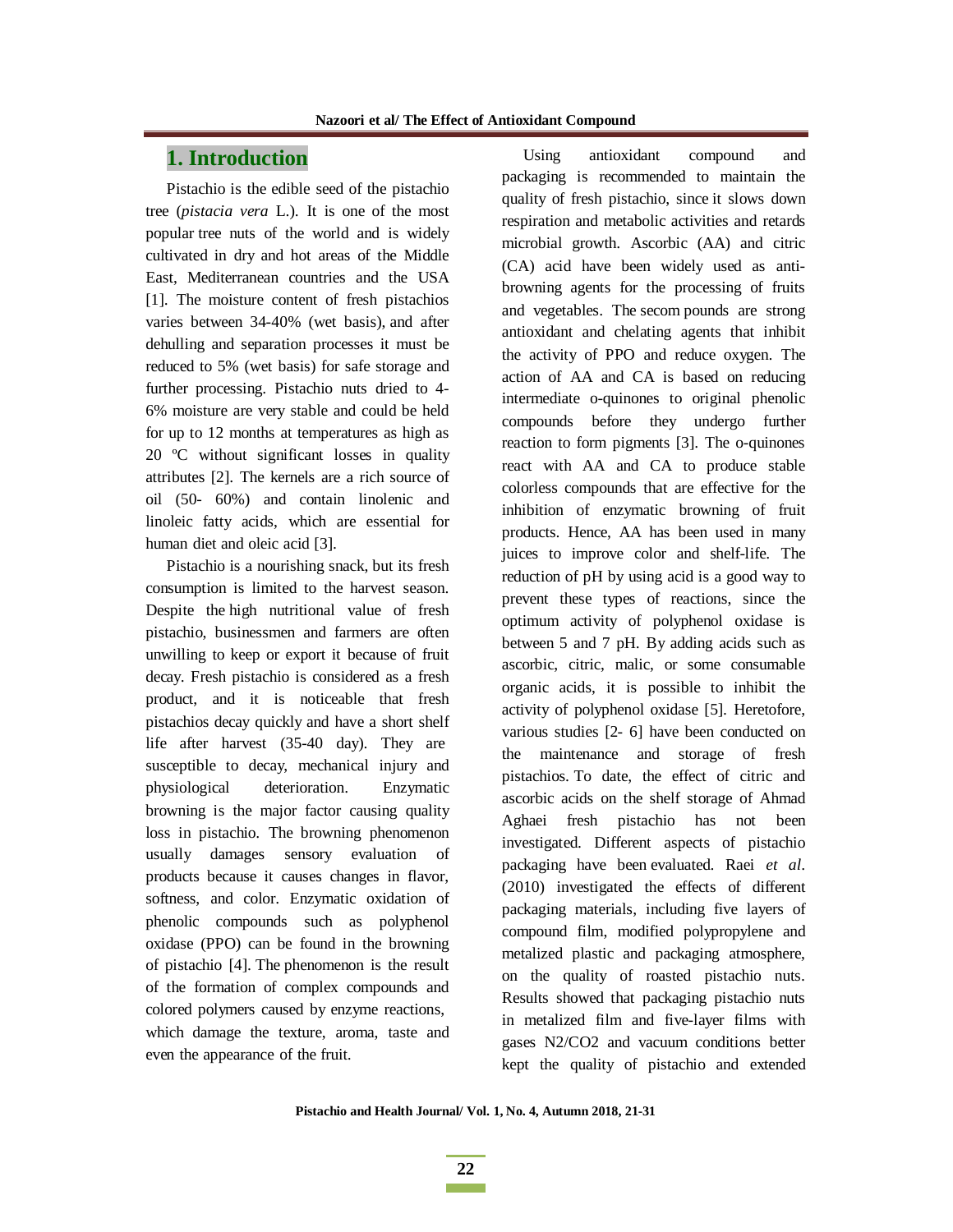# 1. Introduction

Pistachio is the edible seed of the pistachio tree (*pistacia vera* L.). It is one of the most popular tree nuts of the world and is widely cultivated in dry and hot areas of the Middle East, Mediterranean countries and the USA [1]. The moisture content of fresh pistachios varies between 34-40% (wet basis), and after dehulling and separation processes it must be reduced to 5% (wet basis) for safe storage and further processing. Pistachio nuts dried to 4-6% moisture are very stable and could be held for up to 12 months at temperatures as high as 20 ºC without significant losses in quality attributes [2]. The kernels are a rich source of oil (50- 60%) and contain linolenic and linoleic fatty acids, which are essential for human diet and oleic acid [3].

Pistachio is a nourishing snack, but its fresh consumption is limited to the harvest season. Despite the high nutritional value of fresh pistachio, businessmen and farmers are often unwilling to keep or export it because of fruit decay. Fresh pistachio is considered as a fresh product, and it is noticeable that fresh pistachios decay quickly and have a short shelf life after harvest (35-40 day). They are susceptible to decay, mechanical injury and physiological deterioration. Enzymatic browning is the major factor causing quality loss in pistachio. The browning phenomenon usually damages sensory evaluation of products because it causes changes in flavor, softness, and color. Enzymatic oxidation of phenolic compounds such as polyphenol oxidase (PPO) can be found in the browning of pistachio [4]. The phenomenon is the result of the formation of complex compounds and colored polymers caused by enzyme reactions, which damage the texture, aroma, taste and even the appearance of the fruit.

Using antioxidant compound and packaging is recommended to maintain the quality of fresh pistachio, since it slows down respiration and metabolic activities and retards microbial growth. Ascorbic (AA) and citric (CA) acid have been widely used as anti-browning agents for the processing of fruits and vegetables. The secom pounds are strong antioxidant and chelating agents that inhibit the activity of PPO and reduce oxygen. The action of AA and CA is based on reducing intermediate o-quinones to original phenolic compounds before they undergo further reaction to form pigments [3]. The o-quinones react with AA and CA to produce stable colorless compounds that are effective for the inhibition of enzymatic browning of fruit products. Hence, AA has been used in many juices to improve color and shelf-life. The reduction of pH by using acid is a good way to prevent these types of reactions, since the optimum activity of polyphenol oxidase is between 5 and 7 pH. By adding acids such as ascorbic, citric, malic, or some consumable organic acids, it is possible to inhibit the activity of polyphenol oxidase [5]. Heretofore, various studies [2- 6] have been conducted on the maintenance and storage of fresh pistachios. To date, the effect of citric and ascorbic acids on the shelf storage of Ahmad Aghaei fresh pistachio has not been investigated. Different aspects of pistachio packaging have been evaluated. Raei *et al*. (2010) investigated the effects of different packaging materials, including five layers of compound film, modified polypropylene and metalized plastic and packaging atmosphere, on the quality of roasted pistachio nuts. Results showed that packaging pistachio nuts in metalized film and five-layer films with gases $N_2/CO_2$ and vacuum conditions better kept the quality of pistachio and extended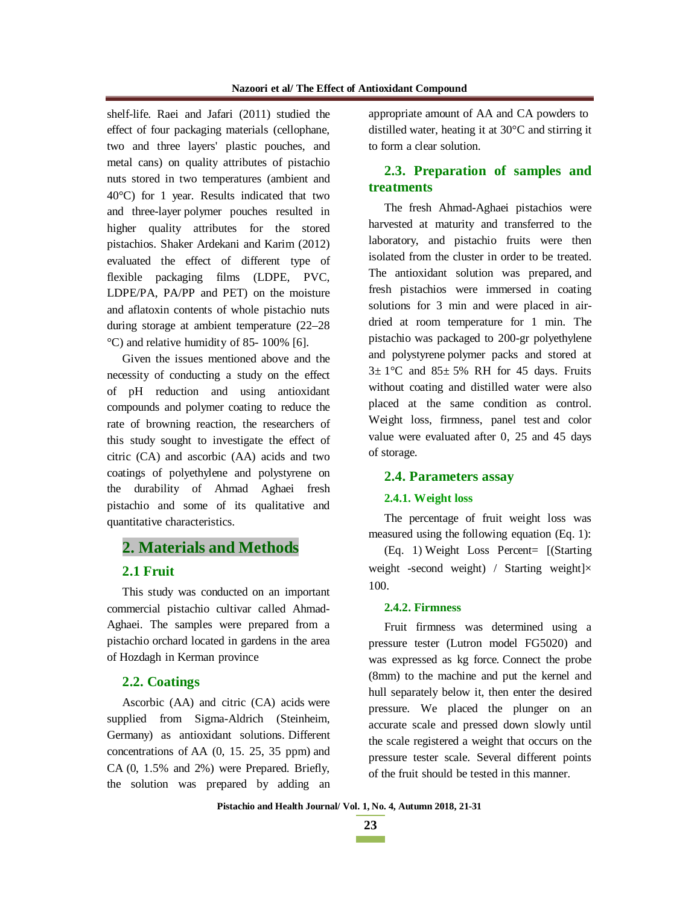shelf-life. Raei and Jafari (2011) studied the effect of four packaging materials (cellophane, two and three layers' plastic pouches, and metal cans) on quality attributes of pistachio nuts stored in two temperatures (ambient and 40°C) for 1 year. Results indicated that two and three-layer polymer pouches resulted in higher quality attributes for the stored pistachios. Shaker Ardekani and Karim (2012) evaluated the effect of different type of flexible packaging films (LDPE, PVC, LDPE/PA, PA/PP and PET) on the moisture and aflatoxin contents of whole pistachio nuts during storage at ambient temperature (22–28 °C) and relative humidity of 85- 100% [6].

Given the issues mentioned above and the necessity of conducting a study on the effect of pH reduction and using antioxidant compounds and polymer coating to reduce the rate of browning reaction, the researchers of this study sought to investigate the effect of citric (CA) and ascorbic (AA) acids and two coatings of polyethylene and polystyrene on the durability of Ahmad Aghaei fresh pistachio and some of its qualitative and quantitative characteristics.

## 2. Materials and Methods

### 2.1 Fruit

This study was conducted on an important commercial pistachio cultivar called Ahmad-Aghaei. The samples were prepared from a pistachio orchard located in gardens in the area of Hozdagh in Kerman province

### 2.2. Coatings

Ascorbic (AA) and citric (CA) acids were supplied from Sigma-Aldrich (Steinheim, Germany) as antioxidant solutions. Different concentrations of AA (0, 15. 25, 35 ppm) and CA (0, 1.5% and 2%) were Prepared. Briefly, the solution was prepared by adding an appropriate amount of AA and CA powders to distilled water, heating it at 30°C and stirring it to form a clear solution.

### 2.3. Preparation of samples and treatments

The fresh Ahmad-Aghaei pistachios were harvested at maturity and transferred to the laboratory, and pistachio fruits were then isolated from the cluster in order to be treated. The antioxidant solution was prepared, and fresh pistachios were immersed in coating solutions for 3 min and were placed in air-dried at room temperature for 1 min. The pistachio was packaged to 200-gr polyethylene and polystyrene polymer packs and stored at 3± 1°C and 85± 5% RH for 45 days. Fruits without coating and distilled water were also placed at the same condition as control. Weight loss, firmness, panel test and color value were evaluated after 0, 25 and 45 days of storage.

### 2.4. Parameters assay

#### 2.4.1. Weight loss

The percentage of fruit weight loss was measured using the following equation (Eq. 1):

(Eq. 1) Weight Loss Percent= [(Starting weight -second weight) / Starting weight]× 100.

#### 2.4.2. Firmness

Fruit firmness was determined using a pressure tester (Lutron model FG5020) and was expressed as kg force. Connect the probe (8mm) to the machine and put the kernel and hull separately below it, then enter the desired pressure. We placed the plunger on an accurate scale and pressed down slowly until the scale registered a weight that occurs on the pressure tester scale. Several different points of the fruit should be tested in this manner.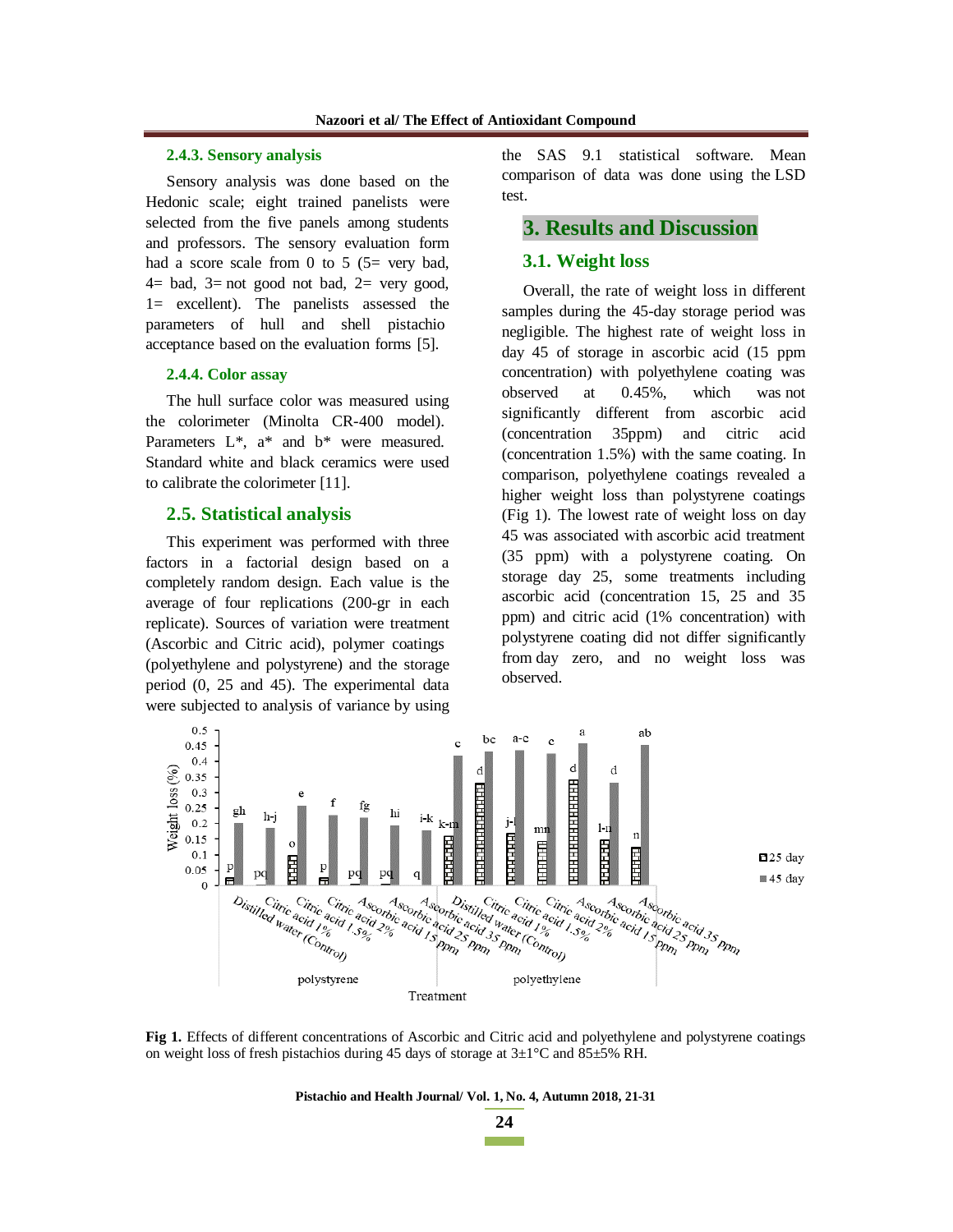### 2.4.3. Sensory analysis

Sensory analysis was done based on the Hedonic scale; eight trained panelists were selected from the five panels among students and professors. The sensory evaluation form had a score scale from 0 to 5 (5= very bad, 4= bad, 3= not good not bad, 2= very good, 1= excellent). The panelists assessed the parameters of hull and shell pistachio acceptance based on the evaluation forms [5].

### 2.4.4. Color assay

The hull surface color was measured using the colorimeter (Minolta CR-400 model). Parameters L*, a* and b* were measured. Standard white and black ceramics were used to calibrate the colorimeter [11].

## 2.5. Statistical analysis

This experiment was performed with three factors in a factorial design based on a completely random design. Each value is the average of four replications (200-gr in each replicate). Sources of variation were treatment (Ascorbic and Citric acid), polymer coatings (polyethylene and polystyrene) and the storage period (0, 25 and 45). The experimental data were subjected to analysis of variance by using the SAS 9.1 statistical software. Mean comparison of data was done using the LSD test.

# 3. Results and Discussion

## 3.1. Weight loss

Overall, the rate of weight loss in different samples during the 45-day storage period was negligible. The highest rate of weight loss in day 45 of storage in ascorbic acid (15 ppm concentration) with polyethylene coating was observed at 0.45%, which was not significantly different from ascorbic acid (concentration 35ppm) and citric acid (concentration 1.5%) with the same coating. In comparison, polyethylene coatings revealed a higher weight loss than polystyrene coatings (Fig 1). The lowest rate of weight loss on day 45 was associated with ascorbic acid treatment (35 ppm) with a polystyrene coating. On storage day 25, some treatments including ascorbic acid (concentration 15, 25 and 35 ppm) and citric acid (1% concentration) with polystyrene coating did not differ significantly from day zero, and no weight loss was observed.

**Fig 1.** Effects of different concentrations of Ascorbic and Citric acid and polyethylene and polystyrene coatings on weight loss of fresh pistachios during 45 days of storage at 3±1°C and 85±5% RH.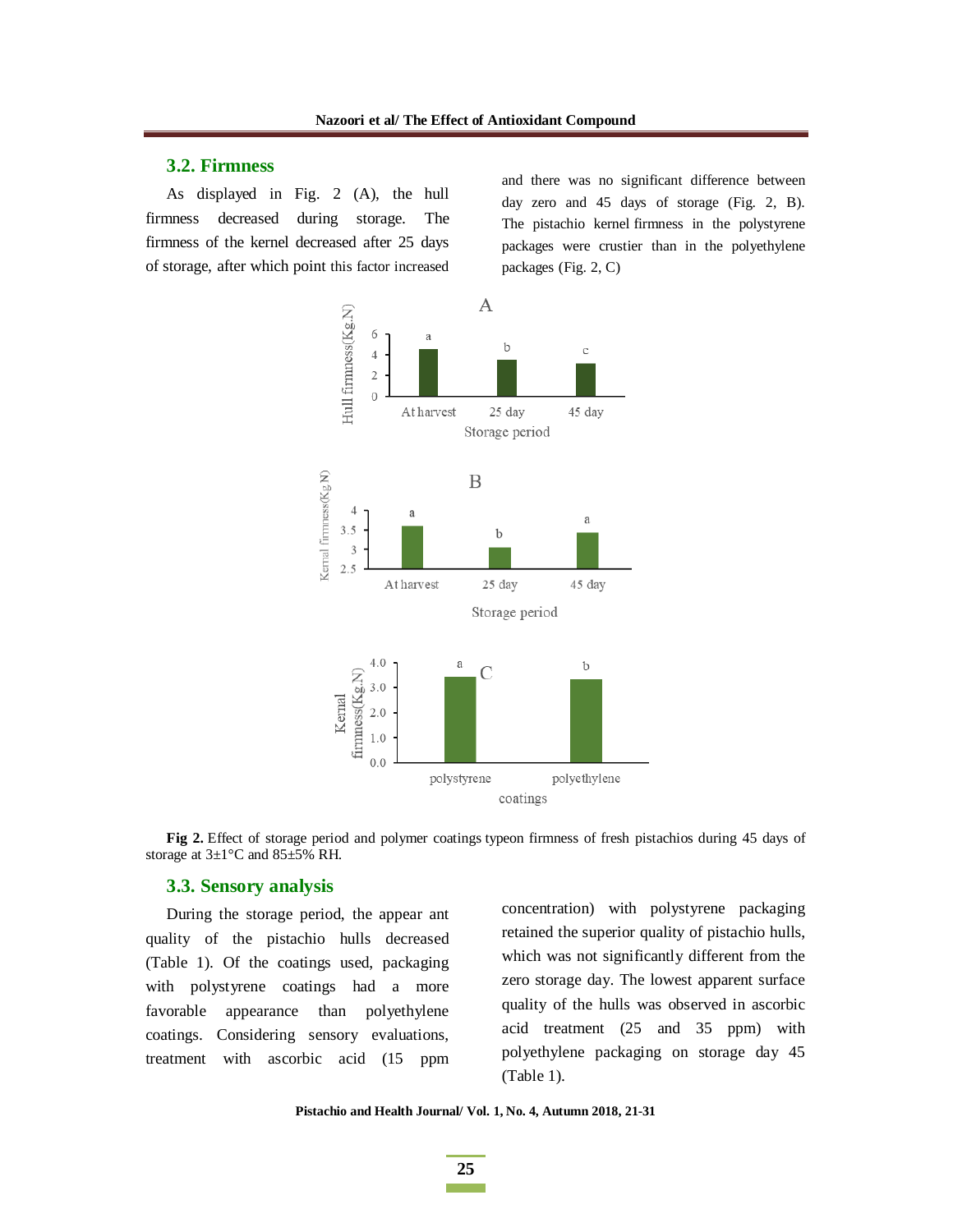## 3.2. Firmness

As displayed in Fig. 2 (A), the hull firmness decreased during storage. The firmness of the kernel decreased after 25 days of storage, after which point this factor increased and there was no significant difference between day zero and 45 days of storage (Fig. 2, B). The pistachio kernel firmness in the polystyrene packages were crustier than in the polyethylene packages (Fig. 2, C)

**Fig 2.** Effect of storage period and polymer coatings typeon firmness of fresh pistachios during 45 days of storage at 3±1°C and 85±5% RH.

## 3.3. Sensory analysis

During the storage period, the appear ant quality of the pistachio hulls decreased (Table 1). Of the coatings used, packaging with polystyrene coatings had a more favorable appearance than polyethylene coatings. Considering sensory evaluations, treatment with ascorbic acid (15 ppm concentration) with polystyrene packaging retained the superior quality of pistachio hulls, which was not significantly different from the zero storage day. The lowest apparent surface quality of the hulls was observed in ascorbic acid treatment (25 and 35 ppm) with polyethylene packaging on storage day 45 (Table 1).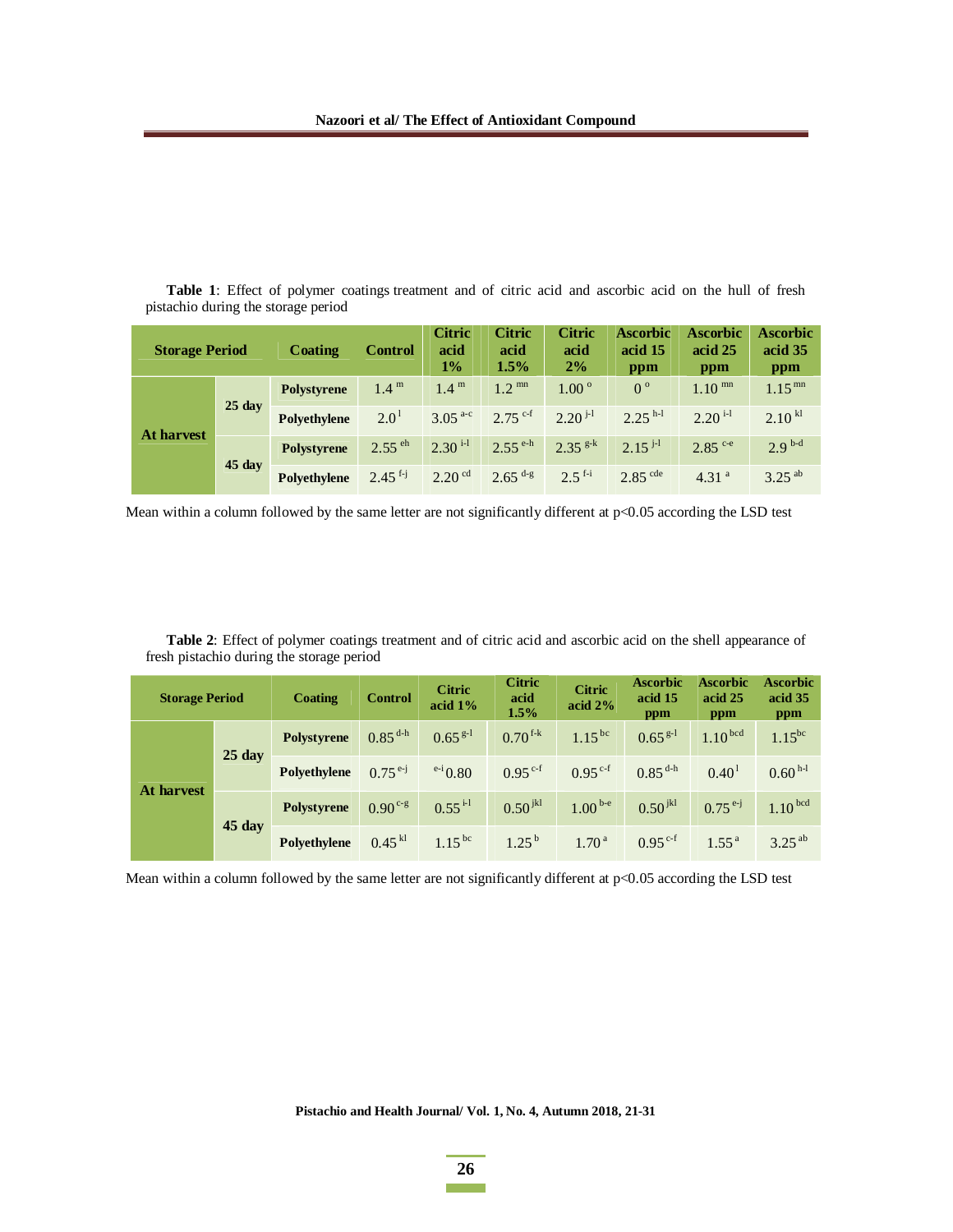**Table 1**: Effect of polymer coatings treatment and of citric acid and ascorbic acid on the hull of fresh pistachio during the storage period

| Storage Period | | Coating | Control | Citric acid 1% | Citric acid 1.5% | Citric acid 2% | Ascorbic acid 15 ppm | Ascorbic acid 25 ppm | Ascorbic acid 35 ppm |
|---|---|---|---|---|---|---|---|---|---|
| At harvest | 25 day | Polystyrene | 1.4 [m] | 1.4 [m] | 1.2 [mn] | 1.00 [o] | 0 [o] | 1.10 [mn] | 1.15 [mn] |
| | | Polyethylene | 2.0 [l] | 3.05 [a-c] | 2.75 [c-f] | 2.20 [j-l] | 2.25 [h-l] | 2.20 [i-l] | 2.10 [kl] |
| | 45 day | Polystyrene | 2.55 [eh] | 2.30 [i-l] | 2.55 [e-h] | 2.35 [g-k] | 2.15 [j-l] | 2.85 [c-e] | 2.9 [b-d] |
| | | Polyethylene | 2.45 [f-j] | 2.20 [cd] | 2.65 [d-g] | 2.5 [f-i] | 2.85 [cde] | 4.31 [a] | 3.25 [ab] |

Mean within a column followed by the same letter are not significantly different at $p<0.05$ according the LSD test

**Table 2**: Effect of polymer coatings treatment and of citric acid and ascorbic acid on the shell appearance of fresh pistachio during the storage period

| Storage Period | | Coating | Control | Citric acid 1% | Citric acid 1.5% | Citric acid 2% | Ascorbic acid 15 ppm | Ascorbic acid 25 ppm | Ascorbic acid 35 ppm |
|---|---|---|---|---|---|---|---|---|---|
| At harvest | 25 day | Polystyrene | 0.85 [d-h] | 0.65 [g-l] | 0.70 [f-k] | 1.15 [bc] | 0.65 [g-l] | 1.10 [bcd] | 1.15 [bc] |
| | | Polyethylene | 0.75 [e-j] | [e-i] 0.80 | 0.95 [c-f] | 0.95 [c-f] | 0.85 [d-h] | 0.40 [l] | 0.60 [h-l] |
| | 45 day | Polystyrene | 0.90 [c-g] | 0.55 [i-l] | 0.50 [jkl] | 1.00 [b-e] | 0.50 [jkl] | 0.75 [e-j] | 1.10 [bcd] |
| | | Polyethylene | 0.45 [kl] | 1.15 [bc] | 1.25 [b] | 1.70 [a] | 0.95 [c-f] | 1.55 [a] | 3.25 [ab] |

Mean within a column followed by the same letter are not significantly different at $p<0.05$ according the LSD test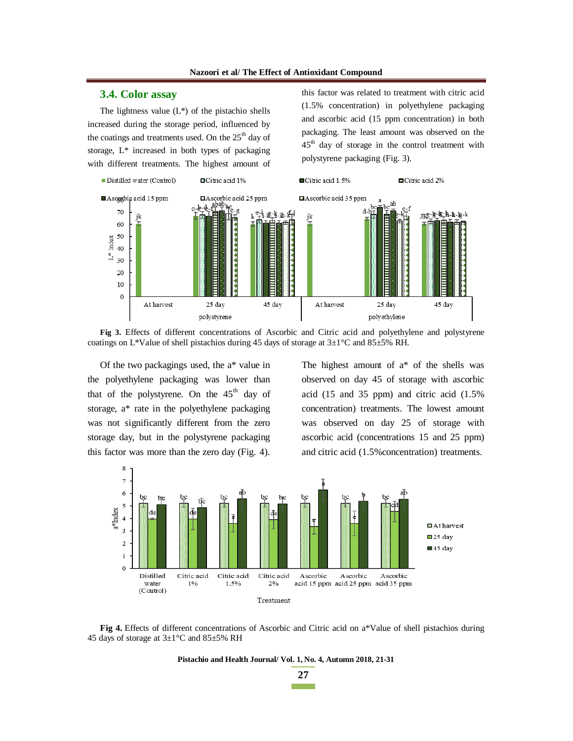## 3.4. Color assay

The lightness value (L*) of the pistachio shells increased during the storage period, influenced by the coatings and treatments used. On the 25th day of storage, L* increased in both types of packaging with different treatments. The highest amount of this factor was related to treatment with citric acid (1.5% concentration) in polyethylene packaging and ascorbic acid (15 ppm concentration) in both packaging. The least amount was observed on the 45th day of storage in the control treatment with polystyrene packaging (Fig. 3).

**Fig 3.** Effects of different concentrations of Ascorbic and Citric acid and polyethylene and polystyrene coatings on L*Value of shell pistachios during 45 days of storage at 3±1°C and 85±5% RH.

Of the two packagings used, the a* value in the polyethylene packaging was lower than that of the polystyrene. On the 45th day of storage, a* rate in the polyethylene packaging was not significantly different from the zero storage day, but in the polystyrene packaging this factor was more than the zero day (Fig. 4). The highest amount of a* of the shells was observed on day 45 of storage with ascorbic acid (15 and 35 ppm) and citric acid (1.5% concentration) treatments. The lowest amount was observed on day 25 of storage with ascorbic acid (concentrations 15 and 25 ppm) and citric acid (1.5%concentration) treatments.

**Fig 4.** Effects of different concentrations of Ascorbic and Citric acid on a*Value of shell pistachios during 45 days of storage at 3±1°C and 85±5% RH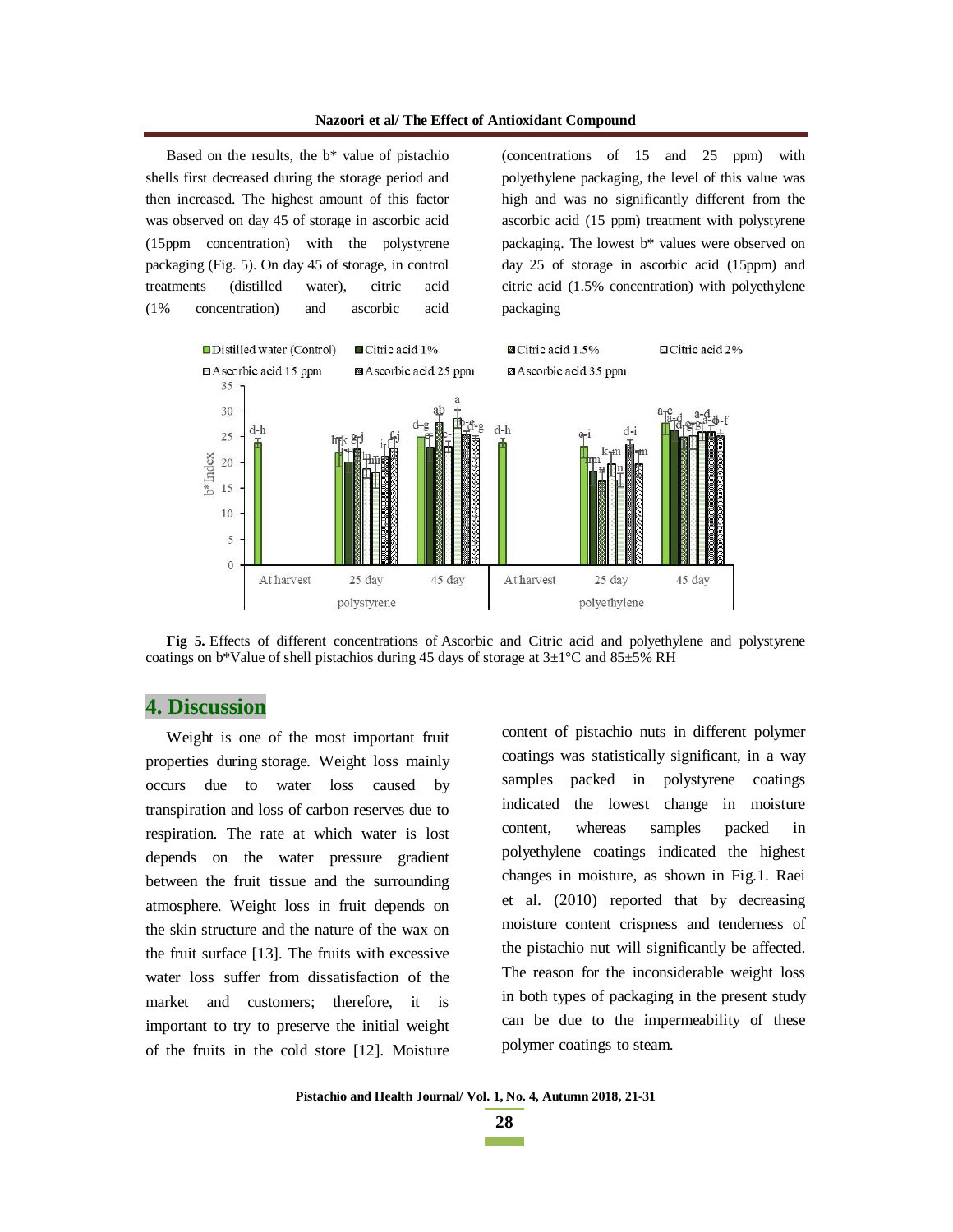Based on the results, the b* value of pistachio shells first decreased during the storage period and then increased. The highest amount of this factor was observed on day 45 of storage in ascorbic acid (15ppm concentration) with the polystyrene packaging (Fig. 5). On day 45 of storage, in control treatments (distilled water), citric acid (1% concentration) and ascorbic acid (concentrations of 15 and 25 ppm) with polyethylene packaging, the level of this value was high and was no significantly different from the ascorbic acid (15 ppm) treatment with polystyrene packaging. The lowest b* values were observed on day 25 of storage in ascorbic acid (15ppm) and citric acid (1.5% concentration) with polyethylene packaging

**Fig 5.** Effects of different concentrations of Ascorbic and Citric acid and polyethylene and polystyrene coatings on b*Value of shell pistachios during 45 days of storage at 3±1°C and 85±5% RH

## 4. Discussion

Weight is one of the most important fruit properties during storage. Weight loss mainly occurs due to water loss caused by transpiration and loss of carbon reserves due to respiration. The rate at which water is lost depends on the water pressure gradient between the fruit tissue and the surrounding atmosphere. Weight loss in fruit depends on the skin structure and the nature of the wax on the fruit surface [13]. The fruits with excessive water loss suffer from dissatisfaction of the market and customers; therefore, it is important to try to preserve the initial weight of the fruits in the cold store [12]. Moisture content of pistachio nuts in different polymer coatings was statistically significant, in a way samples packed in polystyrene coatings indicated the lowest change in moisture content, whereas samples packed in polyethylene coatings indicated the highest changes in moisture, as shown in Fig.1. Raei et al. (2010) reported that by decreasing moisture content crispness and tenderness of the pistachio nut will significantly be affected. The reason for the inconsiderable weight loss in both types of packaging in the present study can be due to the impermeability of these polymer coatings to steam.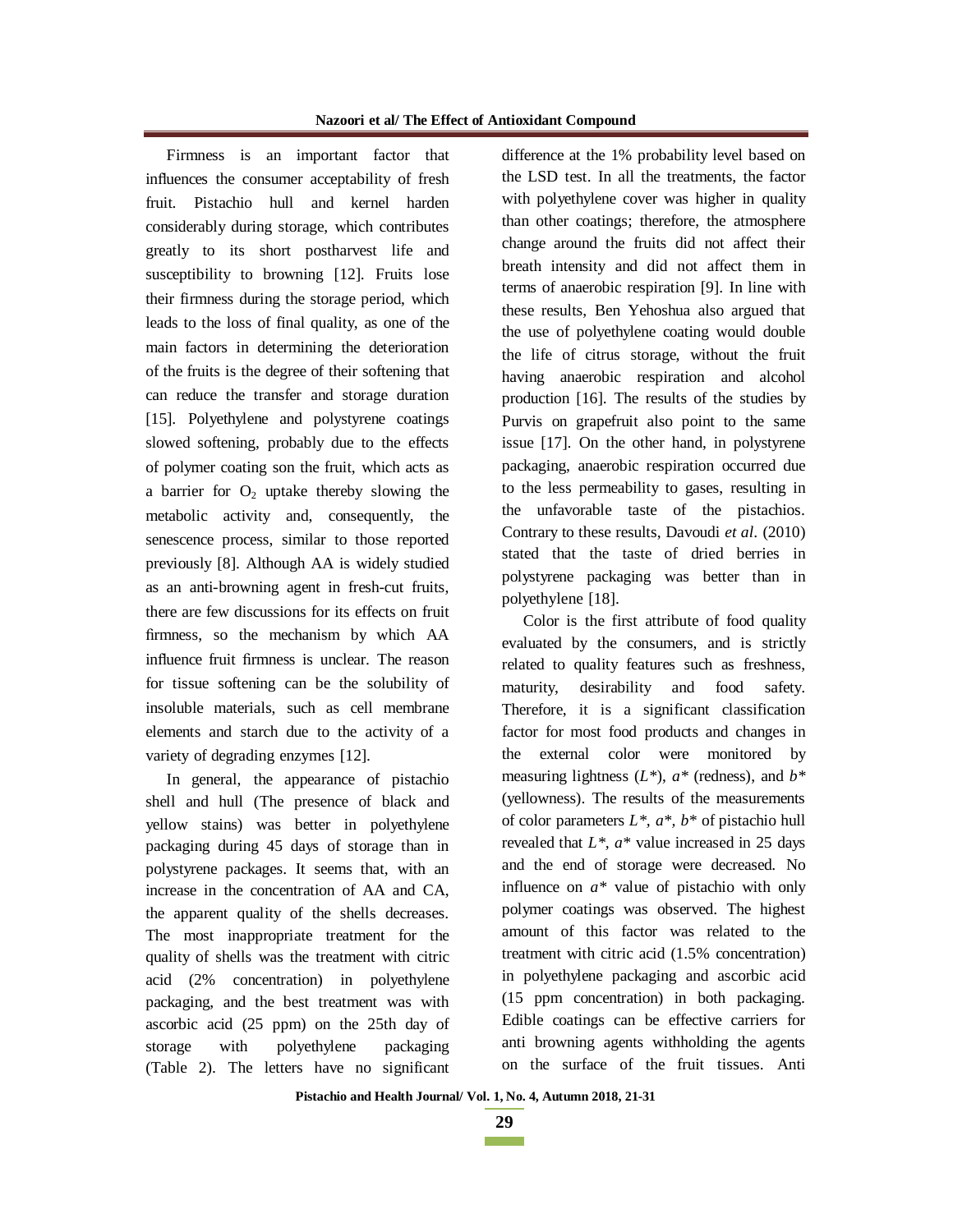Firmness is an important factor that influences the consumer acceptability of fresh fruit. Pistachio hull and kernel harden considerably during storage, which contributes greatly to its short postharvest life and susceptibility to browning [12]. Fruits lose their firmness during the storage period, which leads to the loss of final quality, as one of the main factors in determining the deterioration of the fruits is the degree of their softening that can reduce the transfer and storage duration [15]. Polyethylene and polystyrene coatings slowed softening, probably due to the effects of polymer coating son the fruit, which acts as a barrier for $O_2$ uptake thereby slowing the metabolic activity and, consequently, the senescence process, similar to those reported previously [8]. Although AA is widely studied as an anti-browning agent in fresh-cut fruits, there are few discussions for its effects on fruit firmness, so the mechanism by which AA influence fruit firmness is unclear. The reason for tissue softening can be the solubility of insoluble materials, such as cell membrane elements and starch due to the activity of a variety of degrading enzymes [12].

In general, the appearance of pistachio shell and hull (The presence of black and yellow stains) was better in polyethylene packaging during 45 days of storage than in polystyrene packages. It seems that, with an increase in the concentration of AA and CA, the apparent quality of the shells decreases. The most inappropriate treatment for the quality of shells was the treatment with citric acid (2% concentration) in polyethylene packaging, and the best treatment was with ascorbic acid (25 ppm) on the 25th day of storage with polyethylene packaging (Table 2). The letters have no significant difference at the 1% probability level based on the LSD test. In all the treatments, the factor with polyethylene cover was higher in quality than other coatings; therefore, the atmosphere change around the fruits did not affect their breath intensity and did not affect them in terms of anaerobic respiration [9]. In line with these results, Ben Yehoshua also argued that the use of polyethylene coating would double the life of citrus storage, without the fruit having anaerobic respiration and alcohol production [16]. The results of the studies by Purvis on grapefruit also point to the same issue [17]. On the other hand, in polystyrene packaging, anaerobic respiration occurred due to the less permeability to gases, resulting in the unfavorable taste of the pistachios. Contrary to these results, Davoudi *et al*. (2010) stated that the taste of dried berries in polystyrene packaging was better than in polyethylene [18].

Color is the first attribute of food quality evaluated by the consumers, and is strictly related to quality features such as freshness, maturity, desirability and food safety. Therefore, it is a significant classification factor for most food products and changes in the external color were monitored by measuring lightness ($L^*$), $a^*$ (redness), and $b^*$ (yellowness). The results of the measurements of color parameters $L^*$, $a^*$, $b^*$ of pistachio hull revealed that $L^*$, $a^*$ value increased in 25 days and the end of storage were decreased. No influence on $a^*$ value of pistachio with only polymer coatings was observed. The highest amount of this factor was related to the treatment with citric acid (1.5% concentration) in polyethylene packaging and ascorbic acid (15 ppm concentration) in both packaging. Edible coatings can be effective carriers for anti browning agents withholding the agents on the surface of the fruit tissues. Anti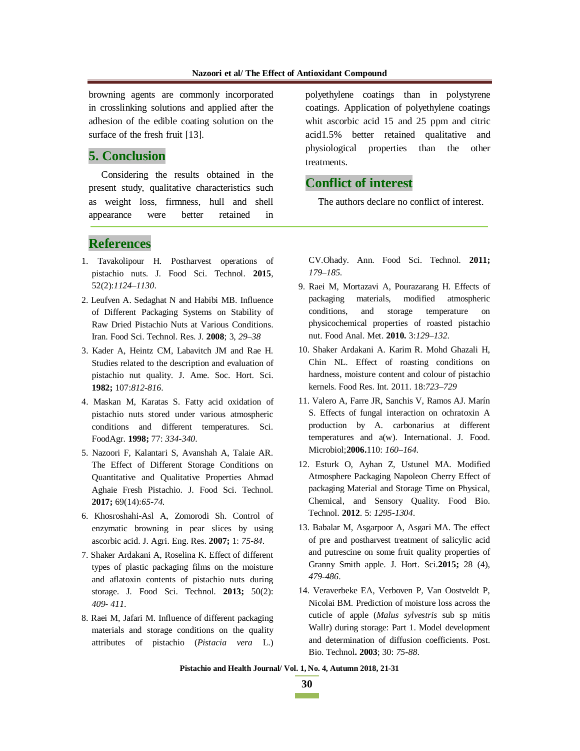browning agents are commonly incorporated in crosslinking solutions and applied after the adhesion of the edible coating solution on the surface of the fresh fruit [13].

## 5. Conclusion

Considering the results obtained in the present study, qualitative characteristics such as weight loss, firmness, hull and shell appearance were better retained in polyethylene coatings than in polystyrene coatings. Application of polyethylene coatings whit ascorbic acid 15 and 25 ppm and citric acid1.5% better retained qualitative and physiological properties than the other treatments.

## Conflict of interest

The authors declare no conflict of interest.

## References

1. Tavakolipour H. Postharvest operations of pistachio nuts. J. Food Sci. Technol. **2015**, 52(2):*1124–1130*.
2. Leufven A. Sedaghat N and Habibi MB. Influence of Different Packaging Systems on Stability of Raw Dried Pistachio Nuts at Various Conditions. Iran. Food Sci. Technol. Res. J. **2008**; 3, *29–38*
3. Kader A, Heintz CM, Labavitch JM and Rae H. Studies related to the description and evaluation of pistachio nut quality. J. Ame. Soc. Hort. Sci. **1982;** 107:*812-816*.
4. Maskan M, Karatas S. Fatty acid oxidation of pistachio nuts stored under various atmospheric conditions and different temperatures. Sci. FoodAgr. **1998;** 77: *334-340*.
5. Nazoori F, Kalantari S, Avanshah A, Talaie AR. The Effect of Different Storage Conditions on Quantitative and Qualitative Properties Ahmad Aghaie Fresh Pistachio. J. Food Sci. Technol. **2017;** 69(14):*65-74*.
6. Khosroshahi-Asl A, Zomorodi Sh. Control of enzymatic browning in pear slices by using ascorbic acid. J. Agri. Eng. Res. **2007;** 1: *75-84*.
7. Shaker Ardakani A, Roselina K. Effect of different types of plastic packaging films on the moisture and aflatoxin contents of pistachio nuts during storage. J. Food Sci. Technol. **2013;** 50(2): *409- 411*.
8. Raei M, Jafari M. Influence of different packaging materials and storage conditions on the quality attributes of pistachio (*Pistacia vera* L.) CV.Ohady. Ann. Food Sci. Technol. **2011;** *179–185*.
9. Raei M, Mortazavi A, Pourazarang H. Effects of packaging materials, modified atmospheric conditions, and storage temperature on physicochemical properties of roasted pistachio nut. Food Anal. Met. **2010.** 3:*129–132*.
10. Shaker Ardakani A. Karim R. Mohd Ghazali H, Chin NL. Effect of roasting conditions on hardness, moisture content and colour of pistachio kernels. Food Res. Int. 2011. 18:*723–729*
11. Valero A, Farre JR, Sanchis V, Ramos AJ. Marín S. Effects of fungal interaction on ochratoxin A production by A. carbonarius at different temperatures and a(w). International. J. Food. Microbiol;**2006.**110: *160–164*.
12. Esturk O, Ayhan Z, Ustunel MA. Modified Atmosphere Packaging Napoleon Cherry Effect of packaging Material and Storage Time on Physical, Chemical, and Sensory Quality. Food Bio. Technol. **2012**. 5: *1295-1304*.
13. Babalar M, Asgarpoor A, Asgari MA. The effect of pre and postharvest treatment of salicylic acid and putrescine on some fruit quality properties of Granny Smith apple. J. Hort. Sci.**2015;** 28 (4), *479-486*.
14. Veraverbeke EA, Verboven P, Van Oostveldt P, Nicolai BM. Prediction of moisture loss across the cuticle of apple (*Malus sylvestris* sub sp mitis Wallr) during storage: Part 1. Model development and determination of diffusion coefficients. Post. Bio. Technol**. 2003**; 30: *75-88*.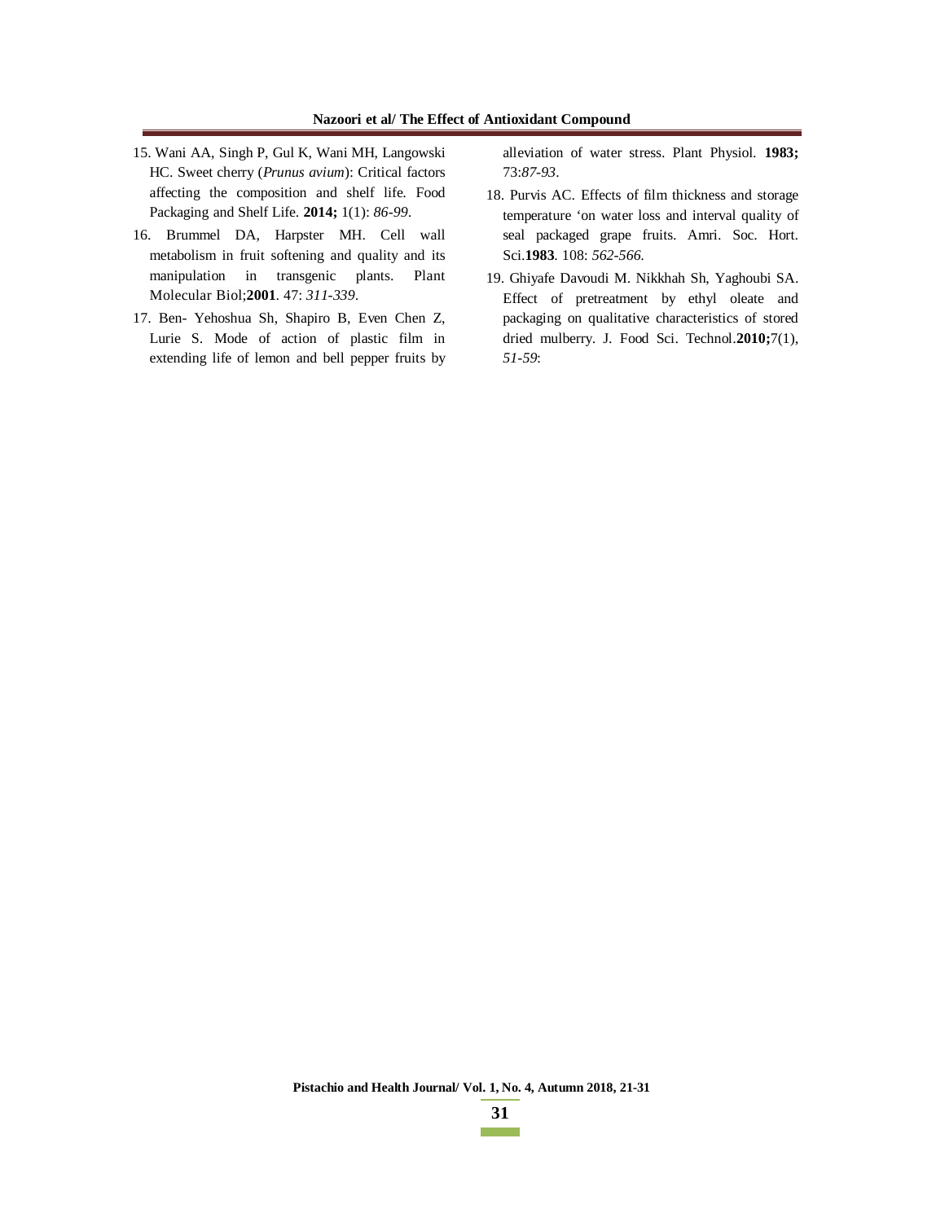15. Wani AA, Singh P, Gul K, Wani MH, Langowski HC. Sweet cherry (*Prunus avium*): Critical factors affecting the composition and shelf life. Food Packaging and Shelf Life. **2014;** 1(1): *86-99*.

16. Brummel DA, Harpster MH. Cell wall metabolism in fruit softening and quality and its manipulation in transgenic plants. Plant Molecular Biol;**2001**. 47: *311-339*.

17. Ben- Yehoshua Sh, Shapiro B, Even Chen Z, Lurie S. Mode of action of plastic film in extending life of lemon and bell pepper fruits by alleviation of water stress. Plant Physiol. **1983;** 73:*87-93*.

18. Purvis AC. Effects of film thickness and storage temperature 'on water loss and interval quality of seal packaged grape fruits. Amri. Soc. Hort. Sci.**1983**. 108: *562-566*.

19. Ghiyafe Davoudi M. Nikkhah Sh, Yaghoubi SA. Effect of pretreatment by ethyl oleate and packaging on qualitative characteristics of stored dried mulberry. J. Food Sci. Technol.**2010;**7(1), *51-59*: